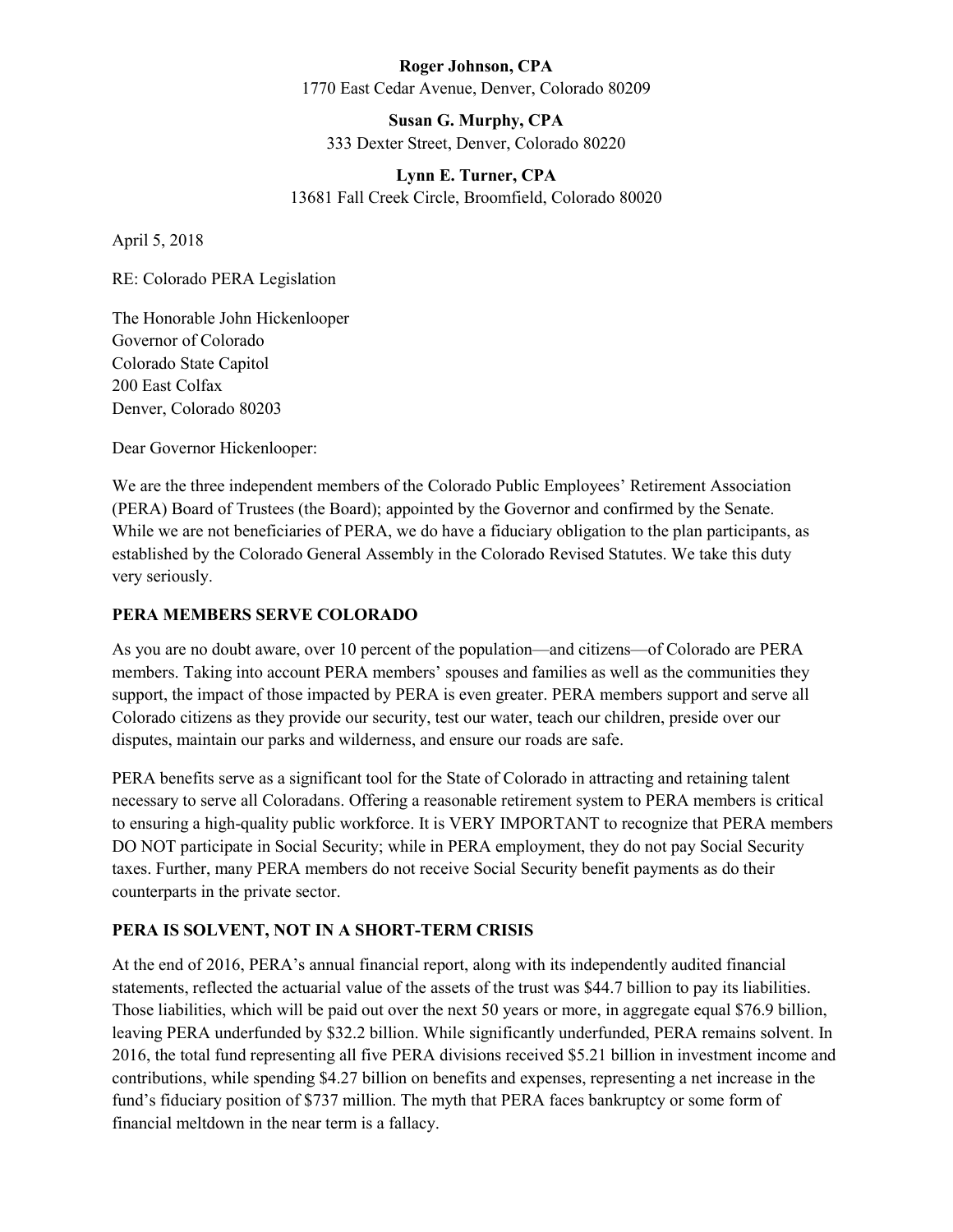**Roger Johnson, CPA**
1770 East Cedar Avenue, Denver, Colorado 80209

**Susan G. Murphy, CPA**
333 Dexter Street, Denver, Colorado 80220

**Lynn E. Turner, CPA**
13681 Fall Creek Circle, Broomfield, Colorado 80020

April 5, 2018

RE: Colorado PERA Legislation

The Honorable John Hickenlooper
Governor of Colorado
Colorado State Capitol
200 East Colfax
Denver, Colorado 80203

Dear Governor Hickenlooper:

We are the three independent members of the Colorado Public Employees' Retirement Association (PERA) Board of Trustees (the Board); appointed by the Governor and confirmed by the Senate. While we are not beneficiaries of PERA, we do have a fiduciary obligation to the plan participants, as established by the Colorado General Assembly in the Colorado Revised Statutes. We take this duty very seriously.

**PERA MEMBERS SERVE COLORADO**

As you are no doubt aware, over 10 percent of the population—and citizens—of Colorado are PERA members. Taking into account PERA members' spouses and families as well as the communities they support, the impact of those impacted by PERA is even greater. PERA members support and serve all Colorado citizens as they provide our security, test our water, teach our children, preside over our disputes, maintain our parks and wilderness, and ensure our roads are safe.

PERA benefits serve as a significant tool for the State of Colorado in attracting and retaining talent necessary to serve all Coloradans. Offering a reasonable retirement system to PERA members is critical to ensuring a high-quality public workforce. It is VERY IMPORTANT to recognize that PERA members DO NOT participate in Social Security; while in PERA employment, they do not pay Social Security taxes. Further, many PERA members do not receive Social Security benefit payments as do their counterparts in the private sector.

**PERA IS SOLVENT, NOT IN A SHORT-TERM CRISIS**

At the end of 2016, PERA's annual financial report, along with its independently audited financial statements, reflected the actuarial value of the assets of the trust was $44.7 billion to pay its liabilities. Those liabilities, which will be paid out over the next 50 years or more, in aggregate equal $76.9 billion, leaving PERA underfunded by $32.2 billion. While significantly underfunded, PERA remains solvent. In 2016, the total fund representing all five PERA divisions received $5.21 billion in investment income and contributions, while spending $4.27 billion on benefits and expenses, representing a net increase in the fund's fiduciary position of $737 million. The myth that PERA faces bankruptcy or some form of financial meltdown in the near term is a fallacy.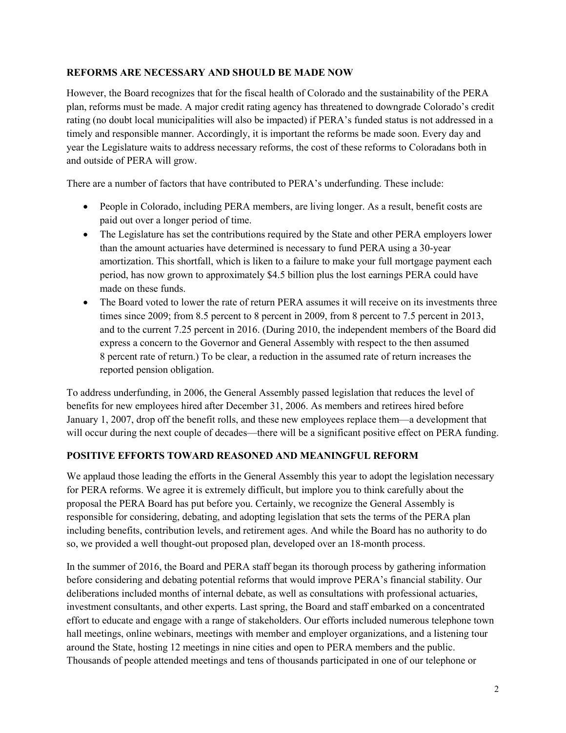## REFORMS ARE NECESSARY AND SHOULD BE MADE NOW

However, the Board recognizes that for the fiscal health of Colorado and the sustainability of the PERA plan, reforms must be made. A major credit rating agency has threatened to downgrade Colorado's credit rating (no doubt local municipalities will also be impacted) if PERA's funded status is not addressed in a timely and responsible manner. Accordingly, it is important the reforms be made soon. Every day and year the Legislature waits to address necessary reforms, the cost of these reforms to Coloradans both in and outside of PERA will grow.

There are a number of factors that have contributed to PERA's underfunding. These include:

- People in Colorado, including PERA members, are living longer. As a result, benefit costs are paid out over a longer period of time.
- The Legislature has set the contributions required by the State and other PERA employers lower than the amount actuaries have determined is necessary to fund PERA using a 30-year amortization. This shortfall, which is liken to a failure to make your full mortgage payment each period, has now grown to approximately $4.5 billion plus the lost earnings PERA could have made on these funds.
- The Board voted to lower the rate of return PERA assumes it will receive on its investments three times since 2009; from 8.5 percent to 8 percent in 2009, from 8 percent to 7.5 percent in 2013, and to the current 7.25 percent in 2016. (During 2010, the independent members of the Board did express a concern to the Governor and General Assembly with respect to the then assumed 8 percent rate of return.) To be clear, a reduction in the assumed rate of return increases the reported pension obligation.

To address underfunding, in 2006, the General Assembly passed legislation that reduces the level of benefits for new employees hired after December 31, 2006. As members and retirees hired before January 1, 2007, drop off the benefit rolls, and these new employees replace them—a development that will occur during the next couple of decades—there will be a significant positive effect on PERA funding.

## POSITIVE EFFORTS TOWARD REASONED AND MEANINGFUL REFORM

We applaud those leading the efforts in the General Assembly this year to adopt the legislation necessary for PERA reforms. We agree it is extremely difficult, but implore you to think carefully about the proposal the PERA Board has put before you. Certainly, we recognize the General Assembly is responsible for considering, debating, and adopting legislation that sets the terms of the PERA plan including benefits, contribution levels, and retirement ages. And while the Board has no authority to do so, we provided a well thought-out proposed plan, developed over an 18-month process.

In the summer of 2016, the Board and PERA staff began its thorough process by gathering information before considering and debating potential reforms that would improve PERA's financial stability. Our deliberations included months of internal debate, as well as consultations with professional actuaries, investment consultants, and other experts. Last spring, the Board and staff embarked on a concentrated effort to educate and engage with a range of stakeholders. Our efforts included numerous telephone town hall meetings, online webinars, meetings with member and employer organizations, and a listening tour around the State, hosting 12 meetings in nine cities and open to PERA members and the public. Thousands of people attended meetings and tens of thousands participated in one of our telephone or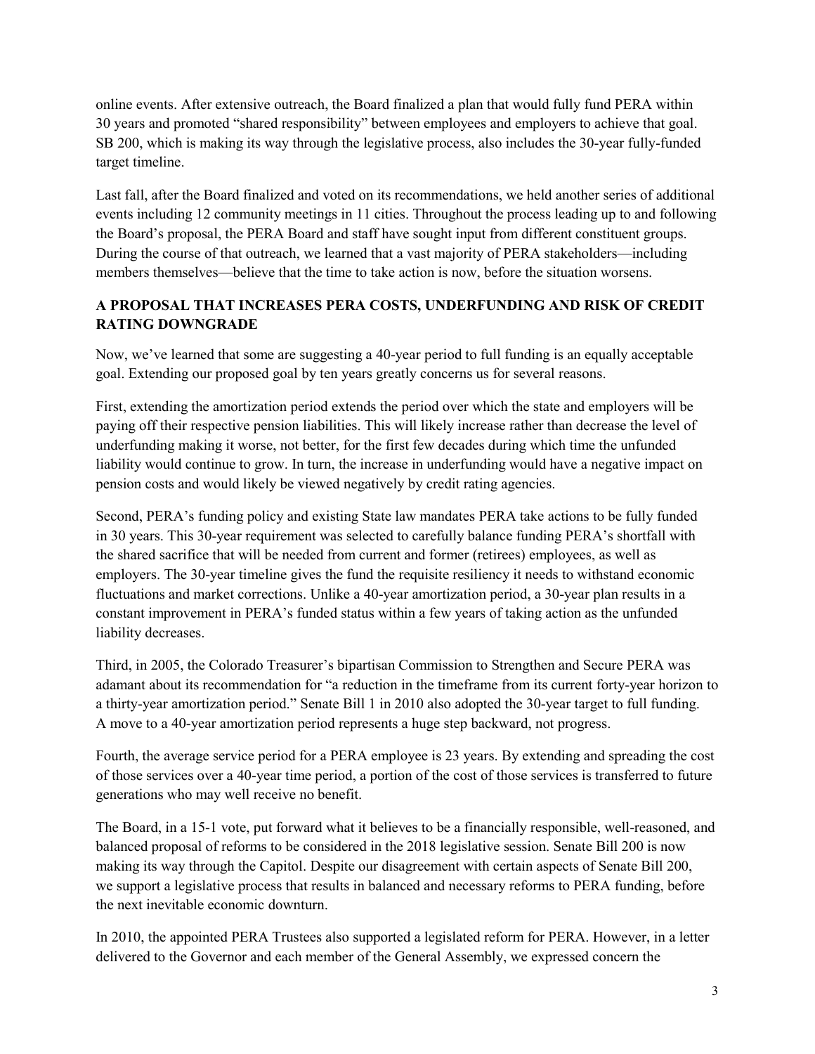online events. After extensive outreach, the Board finalized a plan that would fully fund PERA within 30 years and promoted "shared responsibility" between employees and employers to achieve that goal. SB 200, which is making its way through the legislative process, also includes the 30-year fully-funded target timeline.

Last fall, after the Board finalized and voted on its recommendations, we held another series of additional events including 12 community meetings in 11 cities. Throughout the process leading up to and following the Board's proposal, the PERA Board and staff have sought input from different constituent groups. During the course of that outreach, we learned that a vast majority of PERA stakeholders—including members themselves—believe that the time to take action is now, before the situation worsens.

## A PROPOSAL THAT INCREASES PERA COSTS, UNDERFUNDING AND RISK OF CREDIT RATING DOWNGRADE

Now, we've learned that some are suggesting a 40-year period to full funding is an equally acceptable goal. Extending our proposed goal by ten years greatly concerns us for several reasons.

First, extending the amortization period extends the period over which the state and employers will be paying off their respective pension liabilities. This will likely increase rather than decrease the level of underfunding making it worse, not better, for the first few decades during which time the unfunded liability would continue to grow. In turn, the increase in underfunding would have a negative impact on pension costs and would likely be viewed negatively by credit rating agencies.

Second, PERA's funding policy and existing State law mandates PERA take actions to be fully funded in 30 years. This 30-year requirement was selected to carefully balance funding PERA's shortfall with the shared sacrifice that will be needed from current and former (retirees) employees, as well as employers. The 30-year timeline gives the fund the requisite resiliency it needs to withstand economic fluctuations and market corrections. Unlike a 40-year amortization period, a 30-year plan results in a constant improvement in PERA's funded status within a few years of taking action as the unfunded liability decreases.

Third, in 2005, the Colorado Treasurer's bipartisan Commission to Strengthen and Secure PERA was adamant about its recommendation for "a reduction in the timeframe from its current forty-year horizon to a thirty-year amortization period." Senate Bill 1 in 2010 also adopted the 30-year target to full funding. A move to a 40-year amortization period represents a huge step backward, not progress.

Fourth, the average service period for a PERA employee is 23 years. By extending and spreading the cost of those services over a 40-year time period, a portion of the cost of those services is transferred to future generations who may well receive no benefit.

The Board, in a 15-1 vote, put forward what it believes to be a financially responsible, well-reasoned, and balanced proposal of reforms to be considered in the 2018 legislative session. Senate Bill 200 is now making its way through the Capitol. Despite our disagreement with certain aspects of Senate Bill 200, we support a legislative process that results in balanced and necessary reforms to PERA funding, before the next inevitable economic downturn.

In 2010, the appointed PERA Trustees also supported a legislated reform for PERA. However, in a letter delivered to the Governor and each member of the General Assembly, we expressed concern the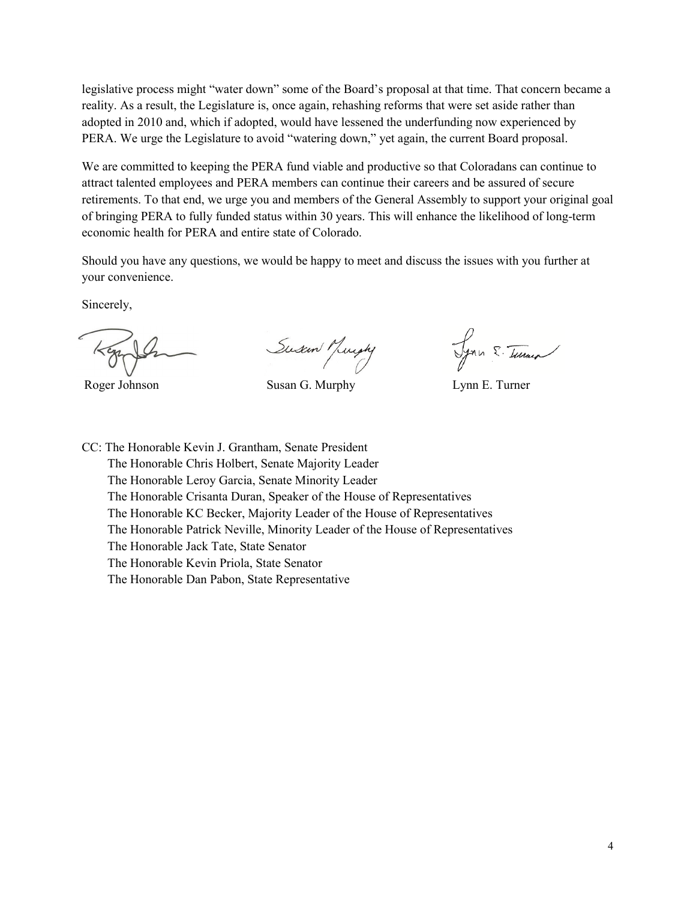legislative process might "water down" some of the Board's proposal at that time. That concern became a reality. As a result, the Legislature is, once again, rehashing reforms that were set aside rather than adopted in 2010 and, which if adopted, would have lessened the underfunding now experienced by PERA. We urge the Legislature to avoid "watering down," yet again, the current Board proposal.

We are committed to keeping the PERA fund viable and productive so that Coloradans can continue to attract talented employees and PERA members can continue their careers and be assured of secure retirements. To that end, we urge you and members of the General Assembly to support your original goal of bringing PERA to fully funded status within 30 years. This will enhance the likelihood of long-term economic health for PERA and entire state of Colorado.

Should you have any questions, we would be happy to meet and discuss the issues with you further at your convenience.

Sincerely,

Roger Johnson    Susan G. Murphy    Lynn E. Turner

CC: The Honorable Kevin J. Grantham, Senate President
The Honorable Chris Holbert, Senate Majority Leader
The Honorable Leroy Garcia, Senate Minority Leader
The Honorable Crisanta Duran, Speaker of the House of Representatives
The Honorable KC Becker, Majority Leader of the House of Representatives
The Honorable Patrick Neville, Minority Leader of the House of Representatives
The Honorable Jack Tate, State Senator
The Honorable Kevin Priola, State Senator
The Honorable Dan Pabon, State Representative